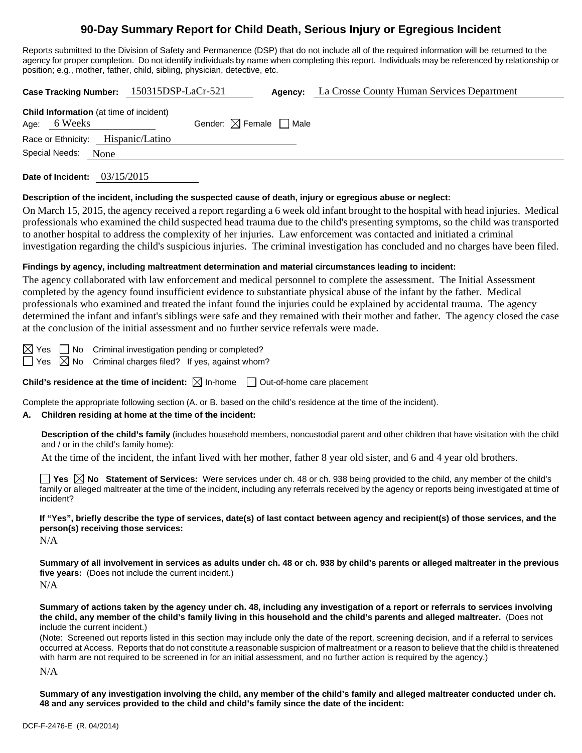# 90-Day Summary Report for Child Death, Serious Injury or Egregious Incident

Reports submitted to the Division of Safety and Permanence (DSP) that do not include all of the required information will be returned to the agency for proper completion. Do not identify individuals by name when completing this report. Individuals may be referenced by relationship or position; e.g., mother, father, child, sibling, physician, detective, etc.

**Case Tracking Number:** 150315DSP-LaCr-521 **Agency:** La Crosse County Human Services Department

**Child Information** (at time of incident)
Age: 6 Weeks Gender: ☒ Female ☐ Male
Race or Ethnicity: Hispanic/Latino
Special Needs: None

**Date of Incident:** 03/15/2015

**Description of the incident, including the suspected cause of death, injury or egregious abuse or neglect:**

On March 15, 2015, the agency received a report regarding a 6 week old infant brought to the hospital with head injuries. Medical professionals who examined the child suspected head trauma due to the child's presenting symptoms, so the child was transported to another hospital to address the complexity of her injuries. Law enforcement was contacted and initiated a criminal investigation regarding the child's suspicious injuries. The criminal investigation has concluded and no charges have been filed.

**Findings by agency, including maltreatment determination and material circumstances leading to incident:**

The agency collaborated with law enforcement and medical personnel to complete the assessment. The Initial Assessment completed by the agency found insufficient evidence to substantiate physical abuse of the infant by the father. Medical professionals who examined and treated the infant found the injuries could be explained by accidental trauma. The agency determined the infant and infant's siblings were safe and they remained with their mother and father. The agency closed the case at the conclusion of the initial assessment and no further service referrals were made.

☒ Yes ☐ No Criminal investigation pending or completed?
☐ Yes ☒ No Criminal charges filed? If yes, against whom?

**Child's residence at the time of incident:** ☒ In-home ☐ Out-of-home care placement

Complete the appropriate following section (A. or B. based on the child's residence at the time of the incident).

**A. Children residing at home at the time of the incident:**

**Description of the child's family** (includes household members, noncustodial parent and other children that have visitation with the child and / or in the child's family home):

At the time of the incident, the infant lived with her mother, father 8 year old sister, and 6 and 4 year old brothers.

☐ **Yes** ☒ **No Statement of Services:** Were services under ch. 48 or ch. 938 being provided to the child, any member of the child's family or alleged maltreater at the time of the incident, including any referrals received by the agency or reports being investigated at time of incident?

**If "Yes", briefly describe the type of services, date(s) of last contact between agency and recipient(s) of those services, and the person(s) receiving those services:**

N/A

**Summary of all involvement in services as adults under ch. 48 or ch. 938 by child's parents or alleged maltreater in the previous five years:** (Does not include the current incident.)

N/A

**Summary of actions taken by the agency under ch. 48, including any investigation of a report or referrals to services involving the child, any member of the child's family living in this household and the child's parents and alleged maltreater.** (Does not include the current incident.)

(Note: Screened out reports listed in this section may include only the date of the report, screening decision, and if a referral to services occurred at Access. Reports that do not constitute a reasonable suspicion of maltreatment or a reason to believe that the child is threatened with harm are not required to be screened in for an initial assessment, and no further action is required by the agency.)

N/A

**Summary of any investigation involving the child, any member of the child's family and alleged maltreater conducted under ch. 48 and any services provided to the child and child's family since the date of the incident:**

DCF-F-2476-E (R. 04/2014)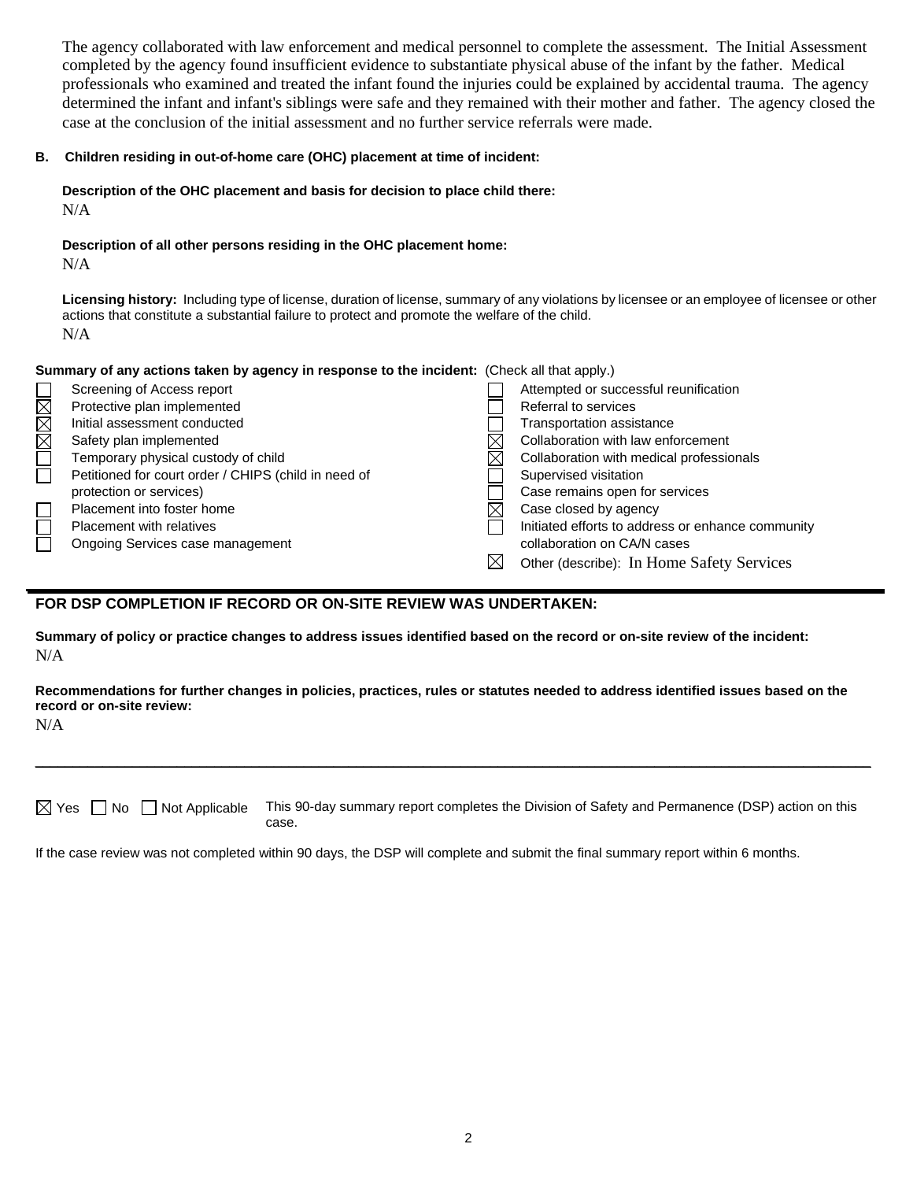The agency collaborated with law enforcement and medical personnel to complete the assessment. The Initial Assessment completed by the agency found insufficient evidence to substantiate physical abuse of the infant by the father. Medical professionals who examined and treated the infant found the injuries could be explained by accidental trauma. The agency determined the infant and infant's siblings were safe and they remained with their mother and father. The agency closed the case at the conclusion of the initial assessment and no further service referrals were made.

**B. Children residing in out-of-home care (OHC) placement at time of incident:**

**Description of the OHC placement and basis for decision to place child there:**
N/A

**Description of all other persons residing in the OHC placement home:**
N/A

**Licensing history:** Including type of license, duration of license, summary of any violations by licensee or an employee of licensee or other actions that constitute a substantial failure to protect and promote the welfare of the child.
N/A

**Summary of any actions taken by agency in response to the incident:** (Check all that apply.)

- ☐ Screening of Access report
- ☒ Protective plan implemented
- ☒ Initial assessment conducted
- ☒ Safety plan implemented
- ☐ Temporary physical custody of child
- ☐ Petitioned for court order / CHIPS (child in need of protection or services)
- ☐ Placement into foster home
- ☐ Placement with relatives
- ☐ Ongoing Services case management
- ☐ Attempted or successful reunification
- ☐ Referral to services
- ☐ Transportation assistance
- ☒ Collaboration with law enforcement
- ☒ Collaboration with medical professionals
- ☐ Supervised visitation
- ☐ Case remains open for services
- ☒ Case closed by agency
- ☐ Initiated efforts to address or enhance community collaboration on CA/N cases
- ☒ Other (describe): In Home Safety Services

## FOR DSP COMPLETION IF RECORD OR ON-SITE REVIEW WAS UNDERTAKEN:

**Summary of policy or practice changes to address issues identified based on the record or on-site review of the incident:**
N/A

**Recommendations for further changes in policies, practices, rules or statutes needed to address identified issues based on the record or on-site review:**
N/A

---

☒ Yes ☐ No ☐ Not Applicable  This 90-day summary report completes the Division of Safety and Permanence (DSP) action on this case.

If the case review was not completed within 90 days, the DSP will complete and submit the final summary report within 6 months.